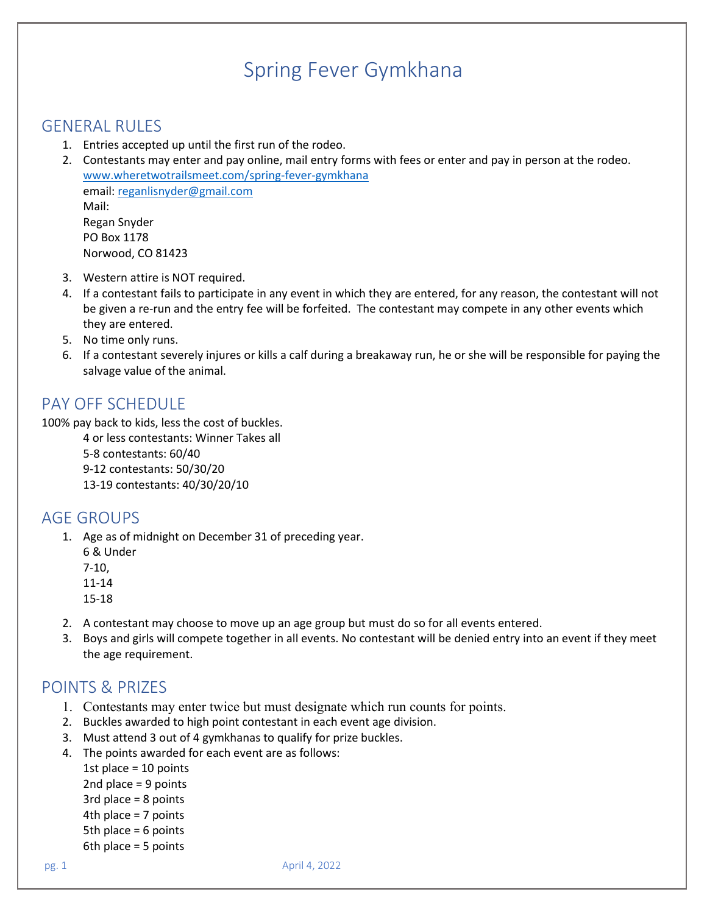# Spring Fever Gymkhana

## GENERAL RULES

1. Entries accepted up until the first run of the rodeo.
2. Contestants may enter and pay online, mail entry forms with fees or enter and pay in person at the rodeo.
   www.wheretwotrailsmeet.com/spring-fever-gymkhana
   email: reganlisnyder@gmail.com
   Mail:
   Regan Snyder
   PO Box 1178
   Norwood, CO 81423
3. Western attire is NOT required.
4. If a contestant fails to participate in any event in which they are entered, for any reason, the contestant will not be given a re-run and the entry fee will be forfeited. The contestant may compete in any other events which they are entered.
5. No time only runs.
6. If a contestant severely injures or kills a calf during a breakaway run, he or she will be responsible for paying the salvage value of the animal.

## PAY OFF SCHEDULE

100% pay back to kids, less the cost of buckles.

4 or less contestants: Winner Takes all
5-8 contestants: 60/40
9-12 contestants: 50/30/20
13-19 contestants: 40/30/20/10

## AGE GROUPS

1. Age as of midnight on December 31 of preceding year.
   6 & Under
   7-10,
   11-14
   15-18
2. A contestant may choose to move up an age group but must do so for all events entered.
3. Boys and girls will compete together in all events. No contestant will be denied entry into an event if they meet the age requirement.

## POINTS & PRIZES

1. Contestants may enter twice but must designate which run counts for points.
2. Buckles awarded to high point contestant in each event age division.
3. Must attend 3 out of 4 gymkhanas to qualify for prize buckles.
4. The points awarded for each event are as follows:
   1st place = 10 points
   2nd place = 9 points
   3rd place = 8 points
   4th place = 7 points
   5th place = 6 points
   6th place = 5 points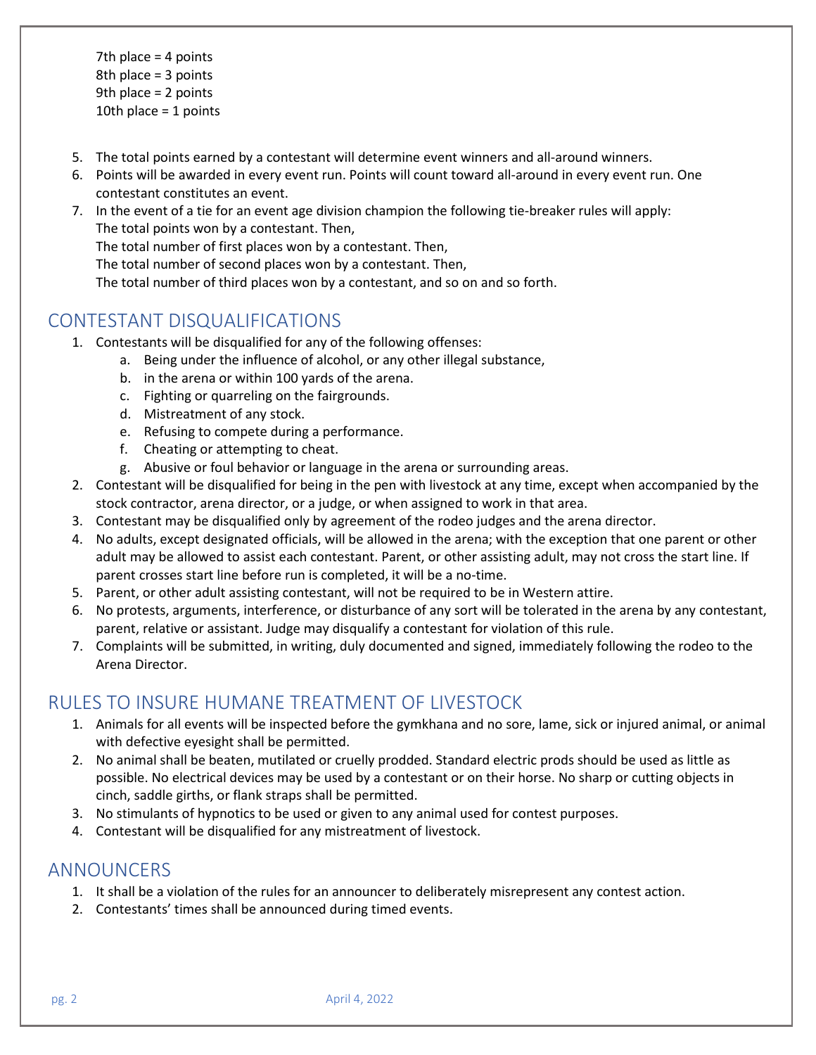7th place = 4 points
8th place = 3 points
9th place = 2 points
10th place = 1 points

5. The total points earned by a contestant will determine event winners and all-around winners.
6. Points will be awarded in every event run. Points will count toward all-around in every event run. One contestant constitutes an event.
7. In the event of a tie for an event age division champion the following tie-breaker rules will apply:
   The total points won by a contestant. Then,
   The total number of first places won by a contestant. Then,
   The total number of second places won by a contestant. Then,
   The total number of third places won by a contestant, and so on and so forth.

## CONTESTANT DISQUALIFICATIONS

1. Contestants will be disqualified for any of the following offenses:
   a. Being under the influence of alcohol, or any other illegal substance,
   b. in the arena or within 100 yards of the arena.
   c. Fighting or quarreling on the fairgrounds.
   d. Mistreatment of any stock.
   e. Refusing to compete during a performance.
   f. Cheating or attempting to cheat.
   g. Abusive or foul behavior or language in the arena or surrounding areas.
2. Contestant will be disqualified for being in the pen with livestock at any time, except when accompanied by the stock contractor, arena director, or a judge, or when assigned to work in that area.
3. Contestant may be disqualified only by agreement of the rodeo judges and the arena director.
4. No adults, except designated officials, will be allowed in the arena; with the exception that one parent or other adult may be allowed to assist each contestant. Parent, or other assisting adult, may not cross the start line. If parent crosses start line before run is completed, it will be a no-time.
5. Parent, or other adult assisting contestant, will not be required to be in Western attire.
6. No protests, arguments, interference, or disturbance of any sort will be tolerated in the arena by any contestant, parent, relative or assistant. Judge may disqualify a contestant for violation of this rule.
7. Complaints will be submitted, in writing, duly documented and signed, immediately following the rodeo to the Arena Director.

## RULES TO INSURE HUMANE TREATMENT OF LIVESTOCK

1. Animals for all events will be inspected before the gymkhana and no sore, lame, sick or injured animal, or animal with defective eyesight shall be permitted.
2. No animal shall be beaten, mutilated or cruelly prodded. Standard electric prods should be used as little as possible. No electrical devices may be used by a contestant or on their horse. No sharp or cutting objects in cinch, saddle girths, or flank straps shall be permitted.
3. No stimulants of hypnotics to be used or given to any animal used for contest purposes.
4. Contestant will be disqualified for any mistreatment of livestock.

## ANNOUNCERS

1. It shall be a violation of the rules for an announcer to deliberately misrepresent any contest action.
2. Contestants' times shall be announced during timed events.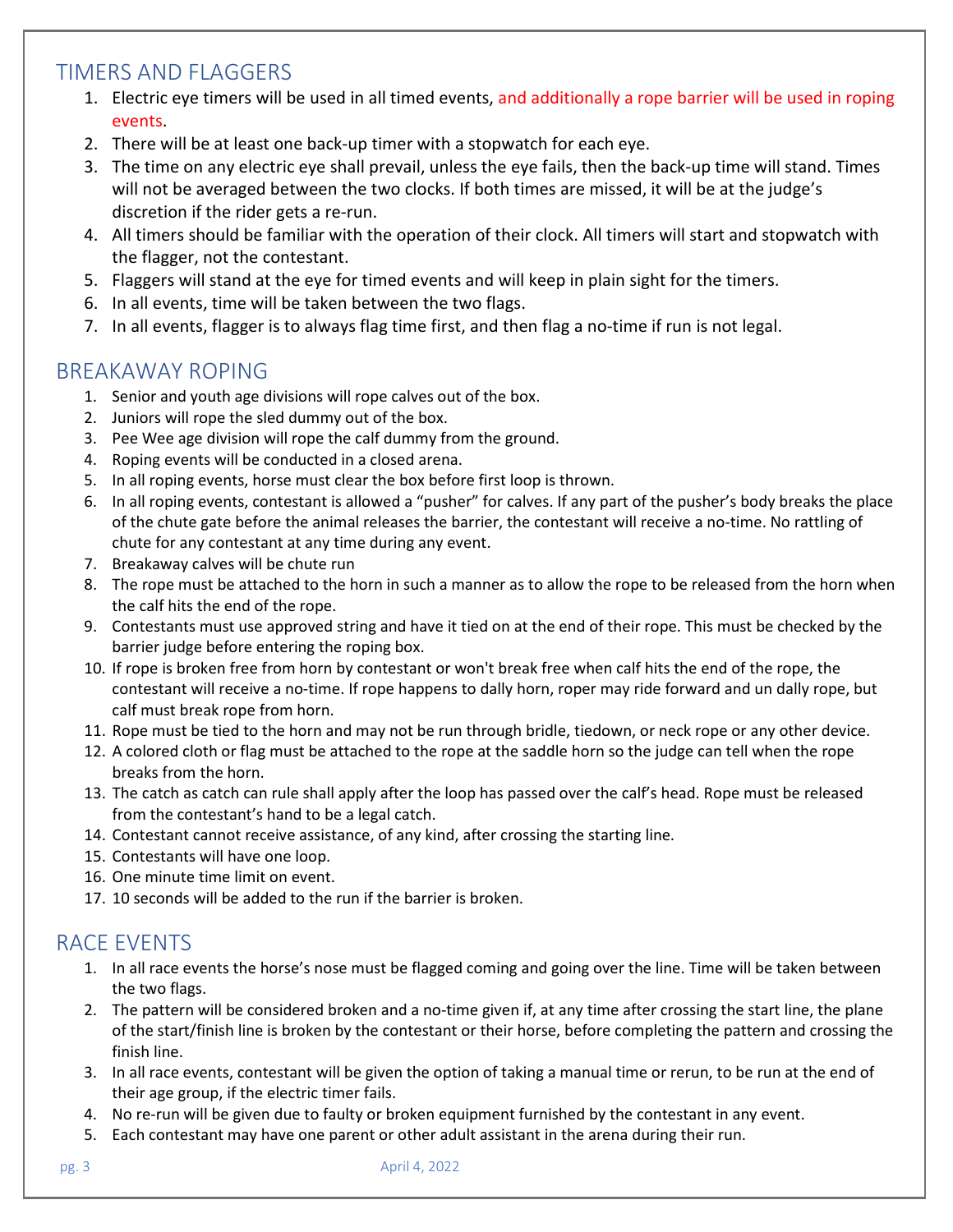## TIMERS AND FLAGGERS

1. Electric eye timers will be used in all timed events, and additionally a rope barrier will be used in roping events.
2. There will be at least one back-up timer with a stopwatch for each eye.
3. The time on any electric eye shall prevail, unless the eye fails, then the back-up time will stand. Times will not be averaged between the two clocks. If both times are missed, it will be at the judge's discretion if the rider gets a re-run.
4. All timers should be familiar with the operation of their clock. All timers will start and stopwatch with the flagger, not the contestant.
5. Flaggers will stand at the eye for timed events and will keep in plain sight for the timers.
6. In all events, time will be taken between the two flags.
7. In all events, flagger is to always flag time first, and then flag a no-time if run is not legal.

## BREAKAWAY ROPING

1. Senior and youth age divisions will rope calves out of the box.
2. Juniors will rope the sled dummy out of the box.
3. Pee Wee age division will rope the calf dummy from the ground.
4. Roping events will be conducted in a closed arena.
5. In all roping events, horse must clear the box before first loop is thrown.
6. In all roping events, contestant is allowed a "pusher" for calves. If any part of the pusher's body breaks the place of the chute gate before the animal releases the barrier, the contestant will receive a no-time. No rattling of chute for any contestant at any time during any event.
7. Breakaway calves will be chute run
8. The rope must be attached to the horn in such a manner as to allow the rope to be released from the horn when the calf hits the end of the rope.
9. Contestants must use approved string and have it tied on at the end of their rope. This must be checked by the barrier judge before entering the roping box.
10. If rope is broken free from horn by contestant or won't break free when calf hits the end of the rope, the contestant will receive a no-time. If rope happens to dally horn, roper may ride forward and un dally rope, but calf must break rope from horn.
11. Rope must be tied to the horn and may not be run through bridle, tiedown, or neck rope or any other device.
12. A colored cloth or flag must be attached to the rope at the saddle horn so the judge can tell when the rope breaks from the horn.
13. The catch as catch can rule shall apply after the loop has passed over the calf's head. Rope must be released from the contestant's hand to be a legal catch.
14. Contestant cannot receive assistance, of any kind, after crossing the starting line.
15. Contestants will have one loop.
16. One minute time limit on event.
17. 10 seconds will be added to the run if the barrier is broken.

## RACE EVENTS

1. In all race events the horse's nose must be flagged coming and going over the line. Time will be taken between the two flags.
2. The pattern will be considered broken and a no-time given if, at any time after crossing the start line, the plane of the start/finish line is broken by the contestant or their horse, before completing the pattern and crossing the finish line.
3. In all race events, contestant will be given the option of taking a manual time or rerun, to be run at the end of their age group, if the electric timer fails.
4. No re-run will be given due to faulty or broken equipment furnished by the contestant in any event.
5. Each contestant may have one parent or other adult assistant in the arena during their run.

April 4, 2022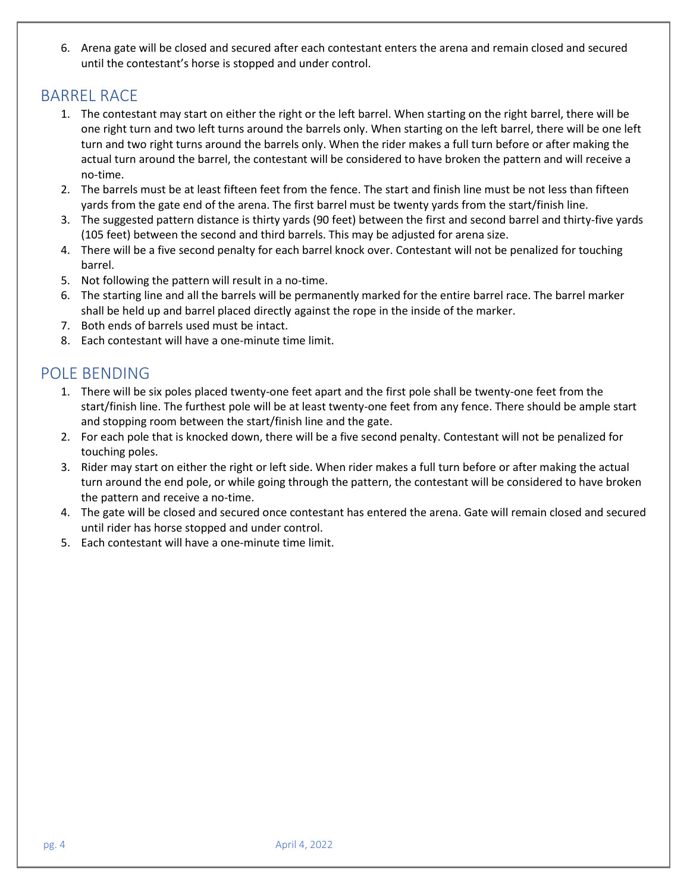6. Arena gate will be closed and secured after each contestant enters the arena and remain closed and secured until the contestant's horse is stopped and under control.

## BARREL RACE

1. The contestant may start on either the right or the left barrel. When starting on the right barrel, there will be one right turn and two left turns around the barrels only. When starting on the left barrel, there will be one left turn and two right turns around the barrels only. When the rider makes a full turn before or after making the actual turn around the barrel, the contestant will be considered to have broken the pattern and will receive a no-time.
2. The barrels must be at least fifteen feet from the fence. The start and finish line must be not less than fifteen yards from the gate end of the arena. The first barrel must be twenty yards from the start/finish line.
3. The suggested pattern distance is thirty yards (90 feet) between the first and second barrel and thirty-five yards (105 feet) between the second and third barrels. This may be adjusted for arena size.
4. There will be a five second penalty for each barrel knock over. Contestant will not be penalized for touching barrel.
5. Not following the pattern will result in a no-time.
6. The starting line and all the barrels will be permanently marked for the entire barrel race. The barrel marker shall be held up and barrel placed directly against the rope in the inside of the marker.
7. Both ends of barrels used must be intact.
8. Each contestant will have a one-minute time limit.

## POLE BENDING

1. There will be six poles placed twenty-one feet apart and the first pole shall be twenty-one feet from the start/finish line. The furthest pole will be at least twenty-one feet from any fence. There should be ample start and stopping room between the start/finish line and the gate.
2. For each pole that is knocked down, there will be a five second penalty. Contestant will not be penalized for touching poles.
3. Rider may start on either the right or left side. When rider makes a full turn before or after making the actual turn around the end pole, or while going through the pattern, the contestant will be considered to have broken the pattern and receive a no-time.
4. The gate will be closed and secured once contestant has entered the arena. Gate will remain closed and secured until rider has horse stopped and under control.
5. Each contestant will have a one-minute time limit.